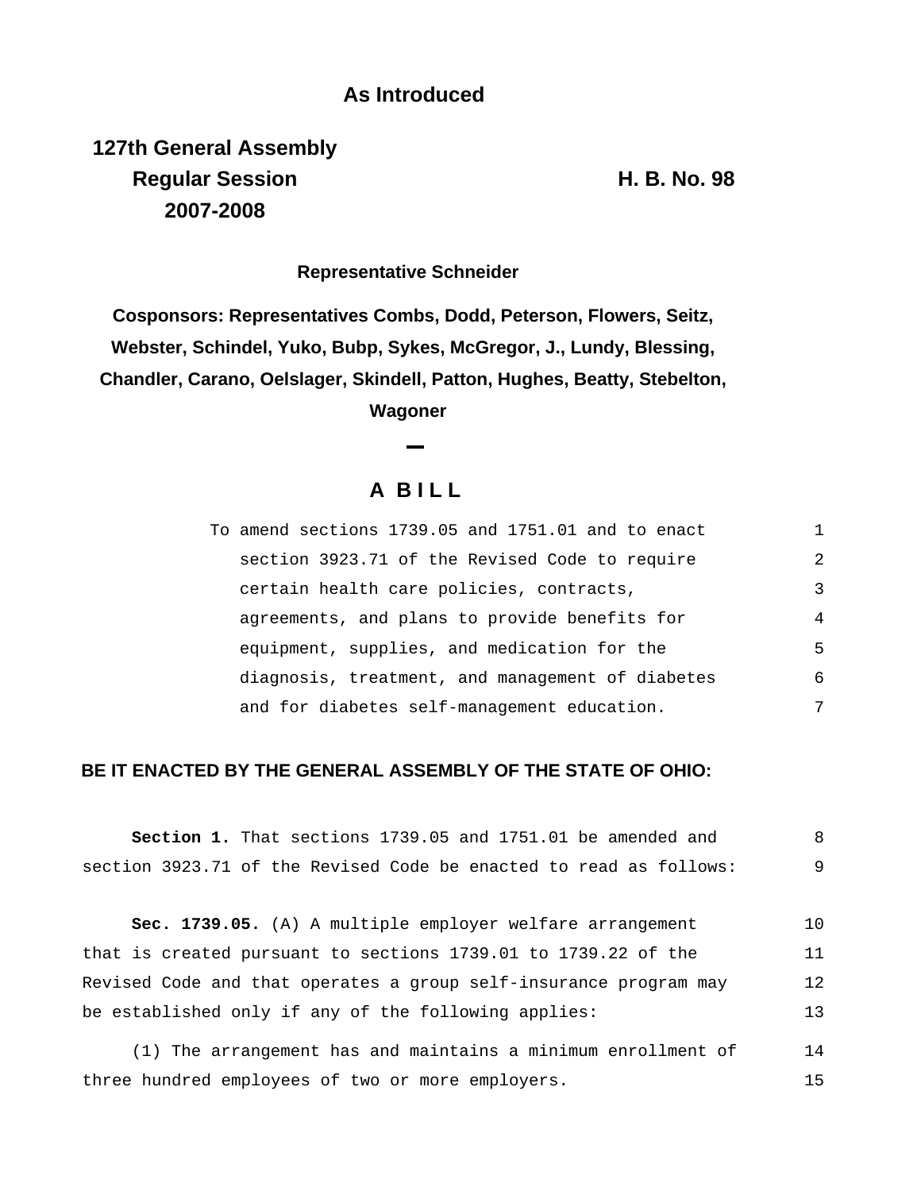**As Introduced**

**127th General Assembly**
**Regular Session** **H. B. No. 98**
**2007-2008**

**Representative Schneider**

**Cosponsors: Representatives Combs, Dodd, Peterson, Flowers, Seitz, Webster, Schindel, Yuko, Bubp, Sykes, McGregor, J., Lundy, Blessing, Chandler, Carano, Oelslager, Skindell, Patton, Hughes, Beatty, Stebelton, Wagoner**

# A BILL

To amend sections 1739.05 and 1751.01 and to enact section 3923.71 of the Revised Code to require certain health care policies, contracts, agreements, and plans to provide benefits for equipment, supplies, and medication for the diagnosis, treatment, and management of diabetes and for diabetes self-management education.

**BE IT ENACTED BY THE GENERAL ASSEMBLY OF THE STATE OF OHIO:**

**Section 1.** That sections 1739.05 and 1751.01 be amended and section 3923.71 of the Revised Code be enacted to read as follows:

**Sec. 1739.05.** (A) A multiple employer welfare arrangement that is created pursuant to sections 1739.01 to 1739.22 of the Revised Code and that operates a group self-insurance program may be established only if any of the following applies:

(1) The arrangement has and maintains a minimum enrollment of three hundred employees of two or more employers.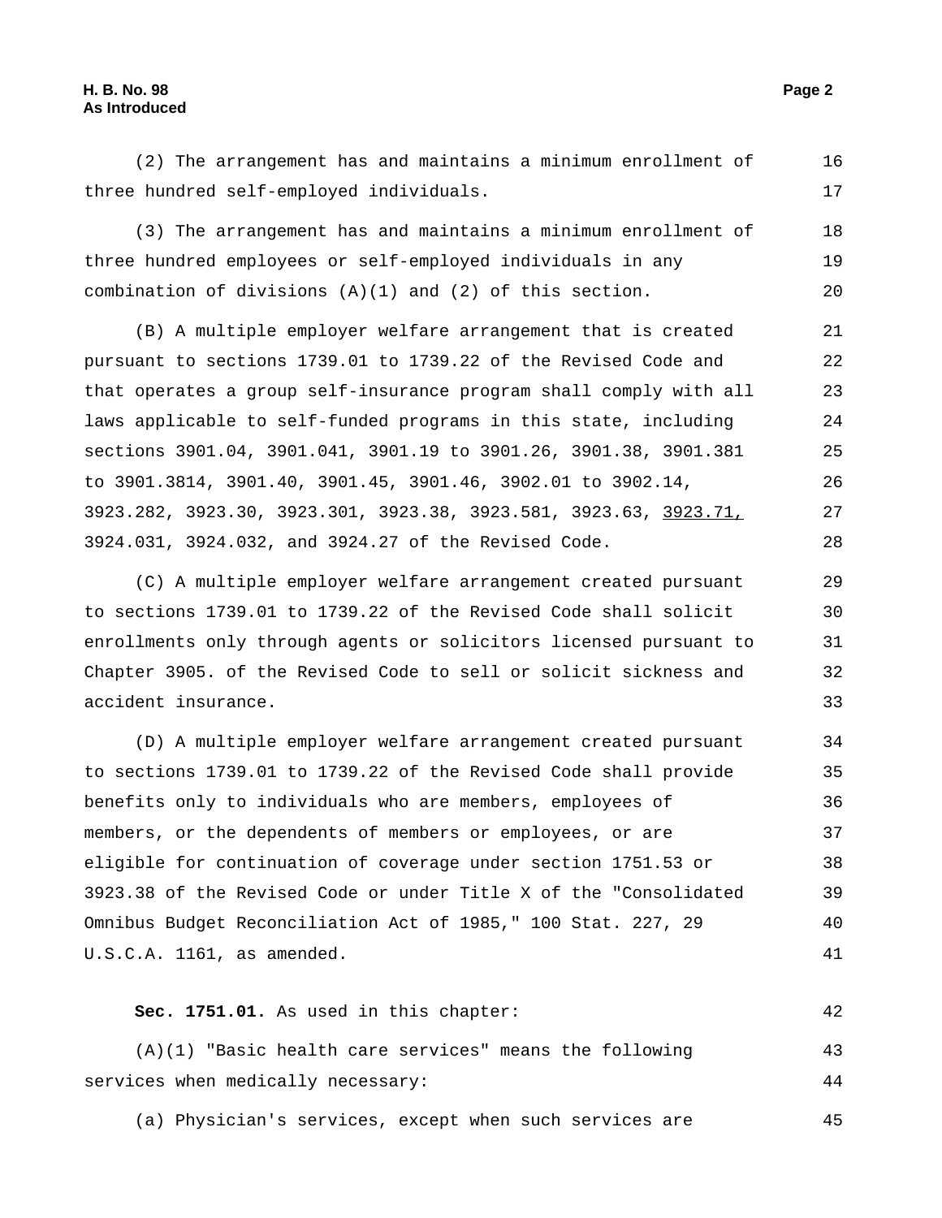(2) The arrangement has and maintains a minimum enrollment of three hundred self-employed individuals.

(3) The arrangement has and maintains a minimum enrollment of three hundred employees or self-employed individuals in any combination of divisions (A)(1) and (2) of this section.

(B) A multiple employer welfare arrangement that is created pursuant to sections 1739.01 to 1739.22 of the Revised Code and that operates a group self-insurance program shall comply with all laws applicable to self-funded programs in this state, including sections 3901.04, 3901.041, 3901.19 to 3901.26, 3901.38, 3901.381 to 3901.3814, 3901.40, 3901.45, 3901.46, 3902.01 to 3902.14, 3923.282, 3923.30, 3923.301, 3923.38, 3923.581, 3923.63, <u>3923.71,</u> 3924.031, 3924.032, and 3924.27 of the Revised Code.

(C) A multiple employer welfare arrangement created pursuant to sections 1739.01 to 1739.22 of the Revised Code shall solicit enrollments only through agents or solicitors licensed pursuant to Chapter 3905. of the Revised Code to sell or solicit sickness and accident insurance.

(D) A multiple employer welfare arrangement created pursuant to sections 1739.01 to 1739.22 of the Revised Code shall provide benefits only to individuals who are members, employees of members, or the dependents of members or employees, or are eligible for continuation of coverage under section 1751.53 or 3923.38 of the Revised Code or under Title X of the "Consolidated Omnibus Budget Reconciliation Act of 1985," 100 Stat. 227, 29 U.S.C.A. 1161, as amended.

**Sec. 1751.01.** As used in this chapter:

(A)(1) "Basic health care services" means the following services when medically necessary:

(a) Physician's services, except when such services are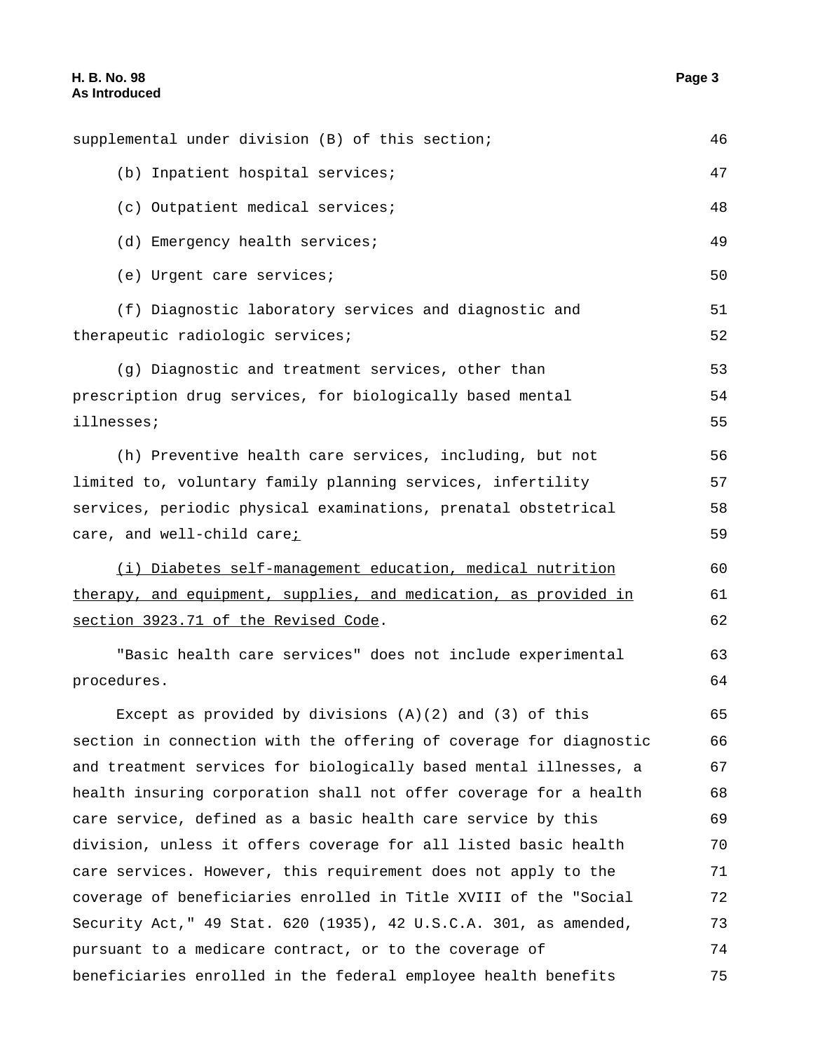supplemental under division (B) of this section;

(b) Inpatient hospital services;

(c) Outpatient medical services;

(d) Emergency health services;

(e) Urgent care services;

(f) Diagnostic laboratory services and diagnostic and therapeutic radiologic services;

(g) Diagnostic and treatment services, other than prescription drug services, for biologically based mental illnesses;

(h) Preventive health care services, including, but not limited to, voluntary family planning services, infertility services, periodic physical examinations, prenatal obstetrical care, and well-child care;

(i) Diabetes self-management education, medical nutrition therapy, and equipment, supplies, and medication, as provided in section 3923.71 of the Revised Code.

"Basic health care services" does not include experimental procedures.

Except as provided by divisions (A)(2) and (3) of this section in connection with the offering of coverage for diagnostic and treatment services for biologically based mental illnesses, a health insuring corporation shall not offer coverage for a health care service, defined as a basic health care service by this division, unless it offers coverage for all listed basic health care services. However, this requirement does not apply to the coverage of beneficiaries enrolled in Title XVIII of the "Social Security Act," 49 Stat. 620 (1935), 42 U.S.C.A. 301, as amended, pursuant to a medicare contract, or to the coverage of beneficiaries enrolled in the federal employee health benefits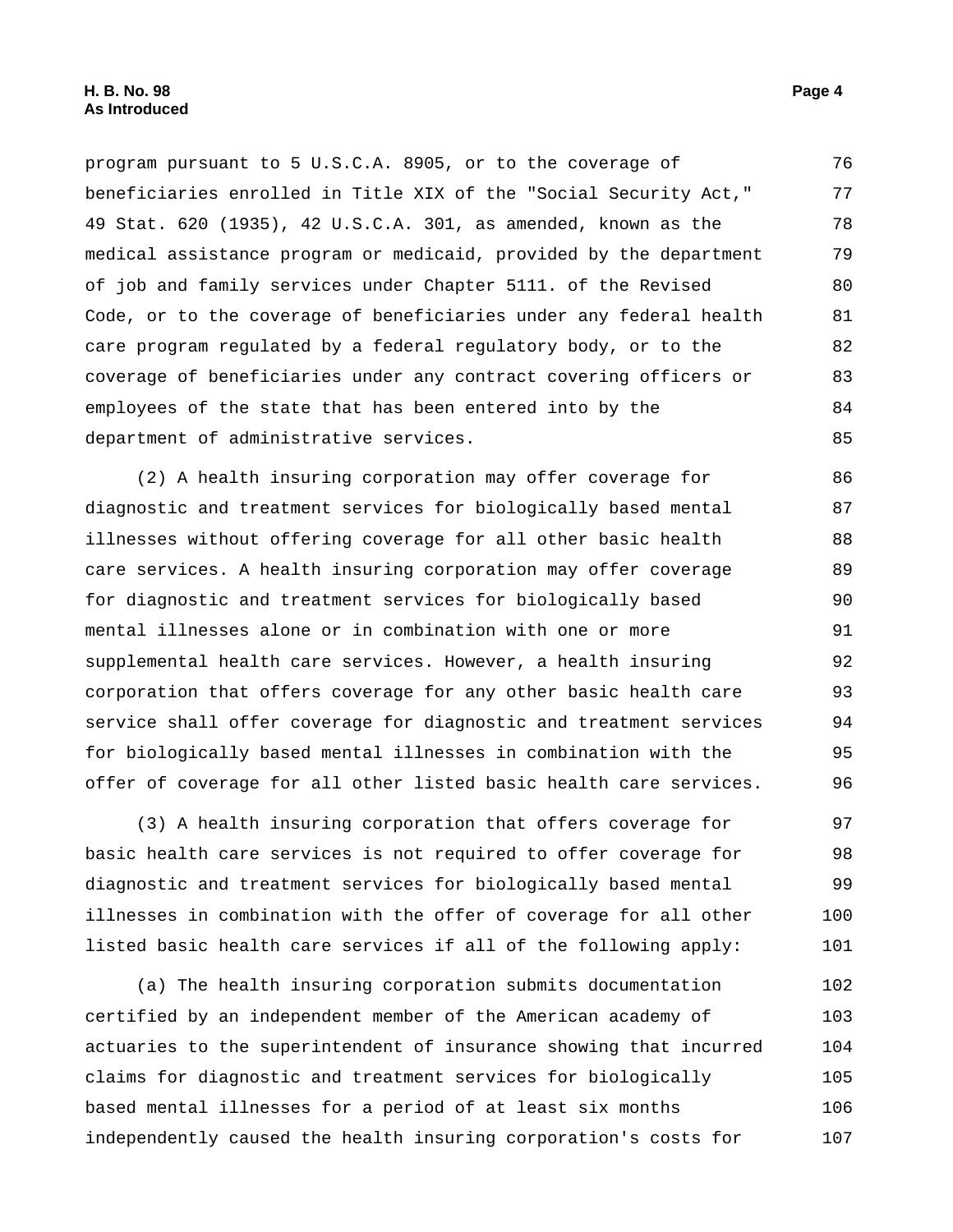program pursuant to 5 U.S.C.A. 8905, or to the coverage of beneficiaries enrolled in Title XIX of the "Social Security Act," 49 Stat. 620 (1935), 42 U.S.C.A. 301, as amended, known as the medical assistance program or medicaid, provided by the department of job and family services under Chapter 5111. of the Revised Code, or to the coverage of beneficiaries under any federal health care program regulated by a federal regulatory body, or to the coverage of beneficiaries under any contract covering officers or employees of the state that has been entered into by the department of administrative services.

(2) A health insuring corporation may offer coverage for diagnostic and treatment services for biologically based mental illnesses without offering coverage for all other basic health care services. A health insuring corporation may offer coverage for diagnostic and treatment services for biologically based mental illnesses alone or in combination with one or more supplemental health care services. However, a health insuring corporation that offers coverage for any other basic health care service shall offer coverage for diagnostic and treatment services for biologically based mental illnesses in combination with the offer of coverage for all other listed basic health care services.

(3) A health insuring corporation that offers coverage for basic health care services is not required to offer coverage for diagnostic and treatment services for biologically based mental illnesses in combination with the offer of coverage for all other listed basic health care services if all of the following apply:

(a) The health insuring corporation submits documentation certified by an independent member of the American academy of actuaries to the superintendent of insurance showing that incurred claims for diagnostic and treatment services for biologically based mental illnesses for a period of at least six months independently caused the health insuring corporation's costs for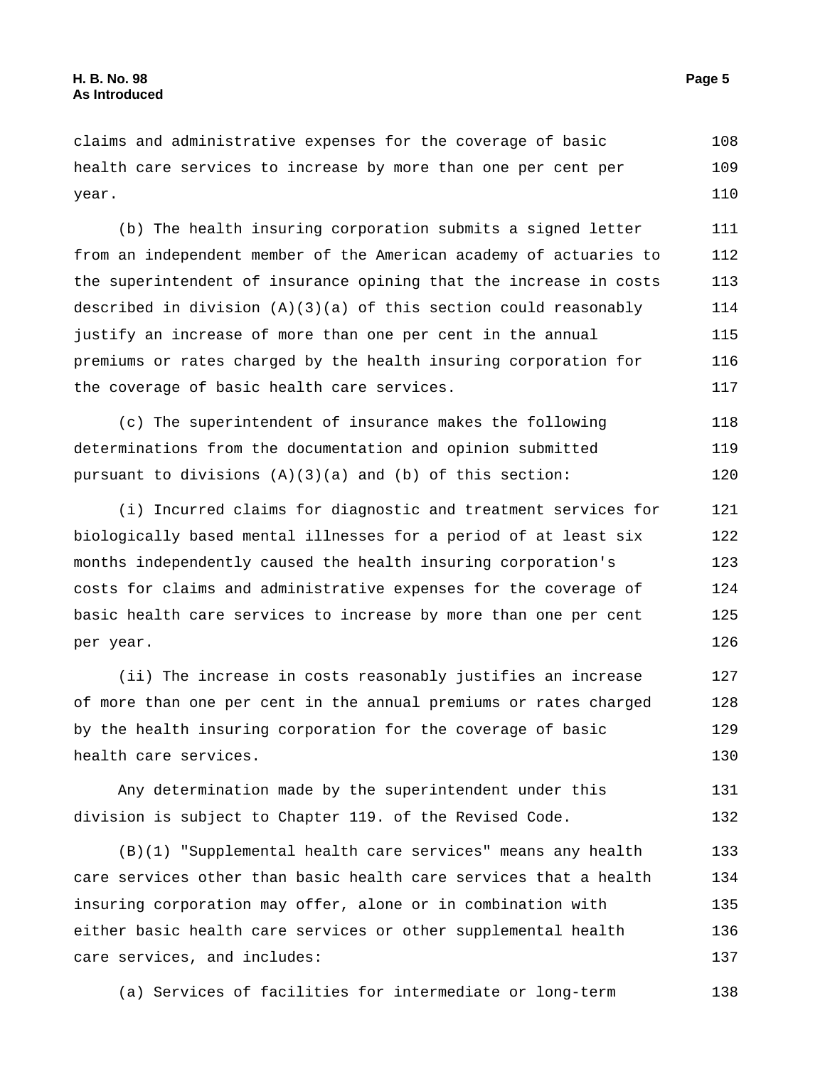claims and administrative expenses for the coverage of basic health care services to increase by more than one per cent per year.

(b) The health insuring corporation submits a signed letter from an independent member of the American academy of actuaries to the superintendent of insurance opining that the increase in costs described in division (A)(3)(a) of this section could reasonably justify an increase of more than one per cent in the annual premiums or rates charged by the health insuring corporation for the coverage of basic health care services.

(c) The superintendent of insurance makes the following determinations from the documentation and opinion submitted pursuant to divisions (A)(3)(a) and (b) of this section:

(i) Incurred claims for diagnostic and treatment services for biologically based mental illnesses for a period of at least six months independently caused the health insuring corporation's costs for claims and administrative expenses for the coverage of basic health care services to increase by more than one per cent per year.

(ii) The increase in costs reasonably justifies an increase of more than one per cent in the annual premiums or rates charged by the health insuring corporation for the coverage of basic health care services.

Any determination made by the superintendent under this division is subject to Chapter 119. of the Revised Code.

(B)(1) "Supplemental health care services" means any health care services other than basic health care services that a health insuring corporation may offer, alone or in combination with either basic health care services or other supplemental health care services, and includes:

(a) Services of facilities for intermediate or long-term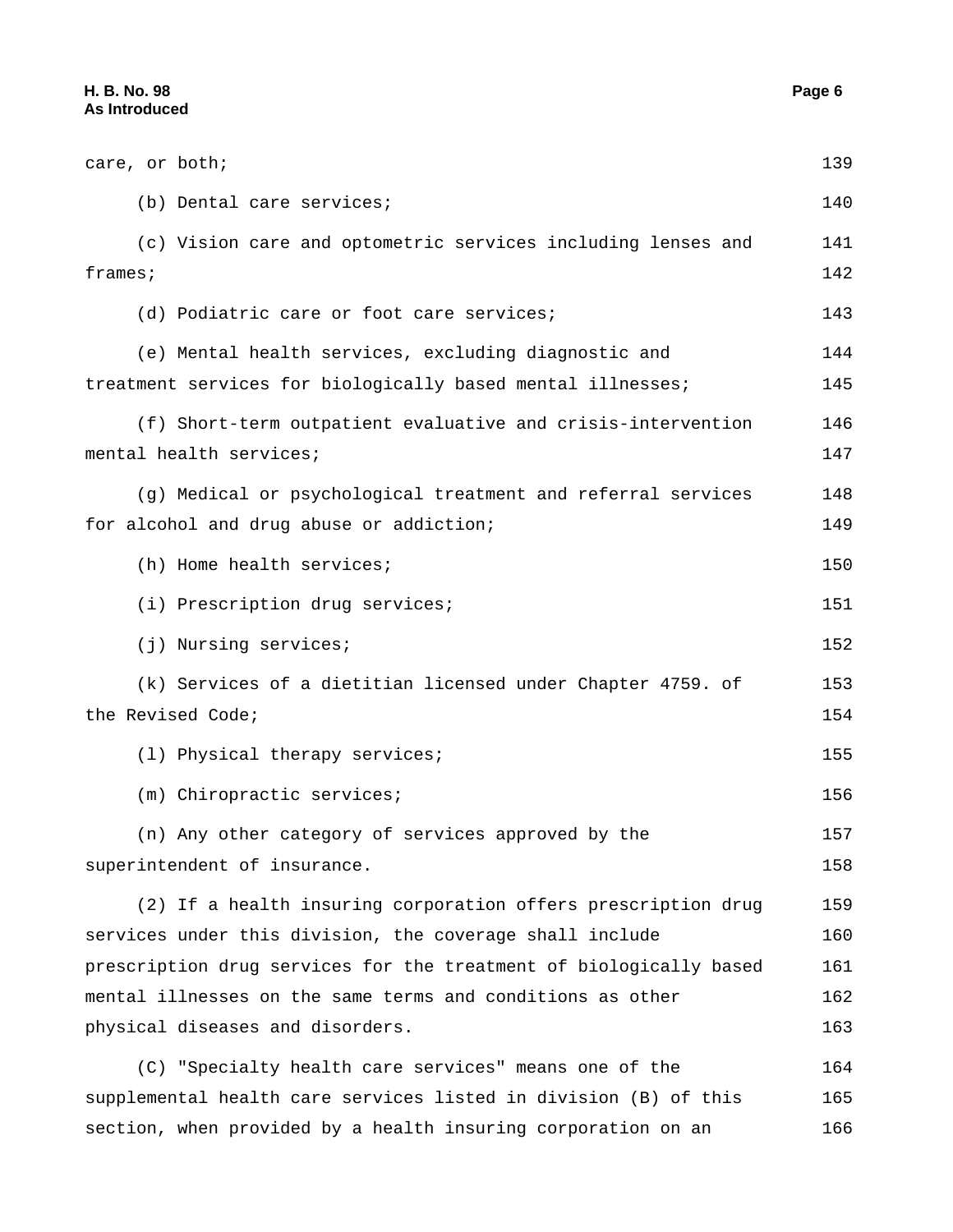care, or both;

(b) Dental care services;

(c) Vision care and optometric services including lenses and frames;

(d) Podiatric care or foot care services;

(e) Mental health services, excluding diagnostic and treatment services for biologically based mental illnesses;

(f) Short-term outpatient evaluative and crisis-intervention mental health services;

(g) Medical or psychological treatment and referral services for alcohol and drug abuse or addiction;

(h) Home health services;

(i) Prescription drug services;

(j) Nursing services;

(k) Services of a dietitian licensed under Chapter 4759. of the Revised Code;

(l) Physical therapy services;

(m) Chiropractic services;

(n) Any other category of services approved by the superintendent of insurance.

(2) If a health insuring corporation offers prescription drug services under this division, the coverage shall include prescription drug services for the treatment of biologically based mental illnesses on the same terms and conditions as other physical diseases and disorders.

(C) "Specialty health care services" means one of the supplemental health care services listed in division (B) of this section, when provided by a health insuring corporation on an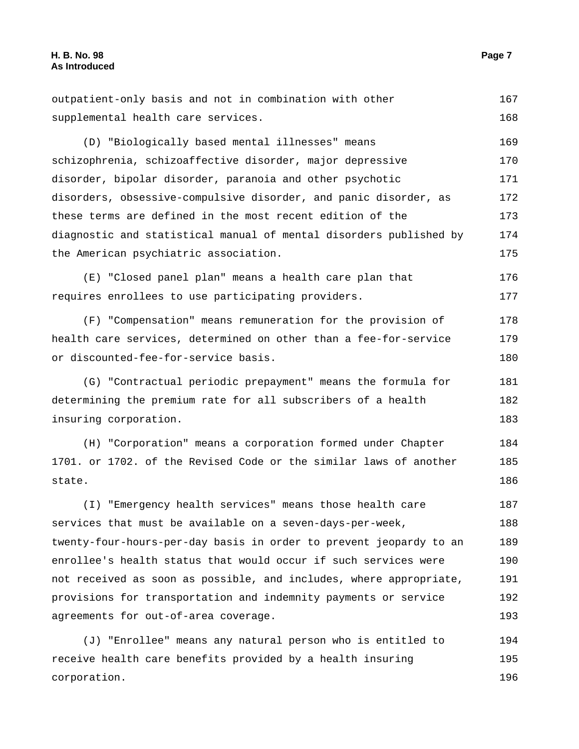outpatient-only basis and not in combination with other supplemental health care services.

(D) "Biologically based mental illnesses" means schizophrenia, schizoaffective disorder, major depressive disorder, bipolar disorder, paranoia and other psychotic disorders, obsessive-compulsive disorder, and panic disorder, as these terms are defined in the most recent edition of the diagnostic and statistical manual of mental disorders published by the American psychiatric association.

(E) "Closed panel plan" means a health care plan that requires enrollees to use participating providers.

(F) "Compensation" means remuneration for the provision of health care services, determined on other than a fee-for-service or discounted-fee-for-service basis.

(G) "Contractual periodic prepayment" means the formula for determining the premium rate for all subscribers of a health insuring corporation.

(H) "Corporation" means a corporation formed under Chapter 1701. or 1702. of the Revised Code or the similar laws of another state.

(I) "Emergency health services" means those health care services that must be available on a seven-days-per-week, twenty-four-hours-per-day basis in order to prevent jeopardy to an enrollee's health status that would occur if such services were not received as soon as possible, and includes, where appropriate, provisions for transportation and indemnity payments or service agreements for out-of-area coverage.

(J) "Enrollee" means any natural person who is entitled to receive health care benefits provided by a health insuring corporation.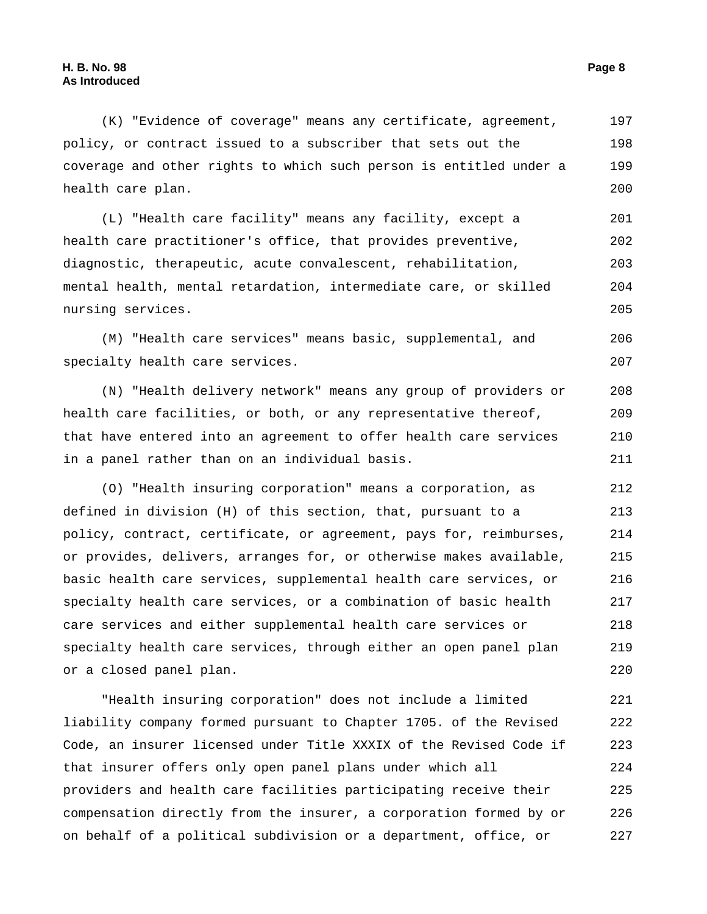(K) "Evidence of coverage" means any certificate, agreement, policy, or contract issued to a subscriber that sets out the coverage and other rights to which such person is entitled under a health care plan.

(L) "Health care facility" means any facility, except a health care practitioner's office, that provides preventive, diagnostic, therapeutic, acute convalescent, rehabilitation, mental health, mental retardation, intermediate care, or skilled nursing services.

(M) "Health care services" means basic, supplemental, and specialty health care services.

(N) "Health delivery network" means any group of providers or health care facilities, or both, or any representative thereof, that have entered into an agreement to offer health care services in a panel rather than on an individual basis.

(O) "Health insuring corporation" means a corporation, as defined in division (H) of this section, that, pursuant to a policy, contract, certificate, or agreement, pays for, reimburses, or provides, delivers, arranges for, or otherwise makes available, basic health care services, supplemental health care services, or specialty health care services, or a combination of basic health care services and either supplemental health care services or specialty health care services, through either an open panel plan or a closed panel plan.

"Health insuring corporation" does not include a limited liability company formed pursuant to Chapter 1705. of the Revised Code, an insurer licensed under Title XXXIX of the Revised Code if that insurer offers only open panel plans under which all providers and health care facilities participating receive their compensation directly from the insurer, a corporation formed by or on behalf of a political subdivision or a department, office, or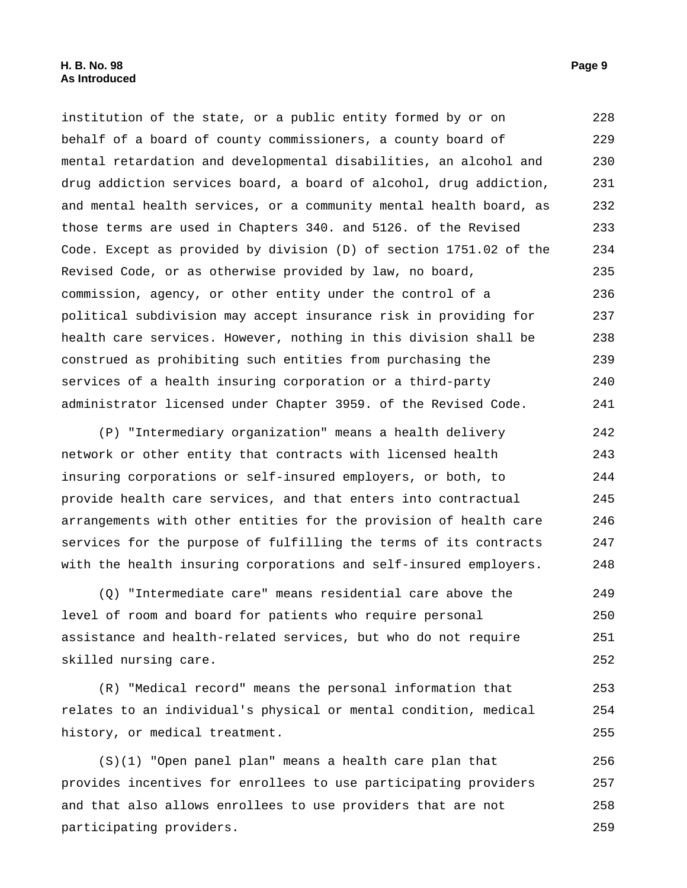institution of the state, or a public entity formed by or on behalf of a board of county commissioners, a county board of mental retardation and developmental disabilities, an alcohol and drug addiction services board, a board of alcohol, drug addiction, and mental health services, or a community mental health board, as those terms are used in Chapters 340. and 5126. of the Revised Code. Except as provided by division (D) of section 1751.02 of the Revised Code, or as otherwise provided by law, no board, commission, agency, or other entity under the control of a political subdivision may accept insurance risk in providing for health care services. However, nothing in this division shall be construed as prohibiting such entities from purchasing the services of a health insuring corporation or a third-party administrator licensed under Chapter 3959. of the Revised Code.

(P) "Intermediary organization" means a health delivery network or other entity that contracts with licensed health insuring corporations or self-insured employers, or both, to provide health care services, and that enters into contractual arrangements with other entities for the provision of health care services for the purpose of fulfilling the terms of its contracts with the health insuring corporations and self-insured employers.

(Q) "Intermediate care" means residential care above the level of room and board for patients who require personal assistance and health-related services, but who do not require skilled nursing care.

(R) "Medical record" means the personal information that relates to an individual's physical or mental condition, medical history, or medical treatment.

(S)(1) "Open panel plan" means a health care plan that provides incentives for enrollees to use participating providers and that also allows enrollees to use providers that are not participating providers.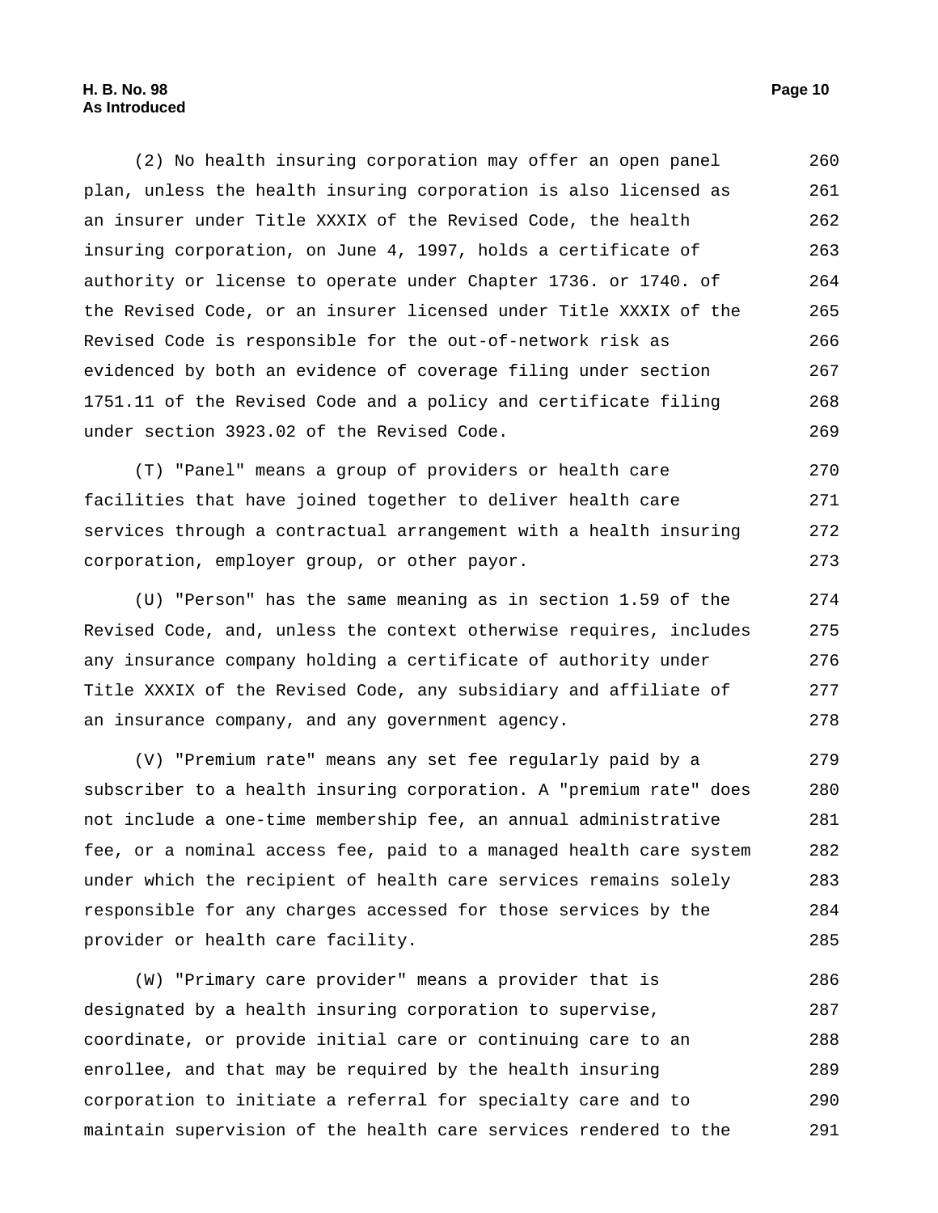(2) No health insuring corporation may offer an open panel plan, unless the health insuring corporation is also licensed as an insurer under Title XXXIX of the Revised Code, the health insuring corporation, on June 4, 1997, holds a certificate of authority or license to operate under Chapter 1736. or 1740. of the Revised Code, or an insurer licensed under Title XXXIX of the Revised Code is responsible for the out-of-network risk as evidenced by both an evidence of coverage filing under section 1751.11 of the Revised Code and a policy and certificate filing under section 3923.02 of the Revised Code.

(T) "Panel" means a group of providers or health care facilities that have joined together to deliver health care services through a contractual arrangement with a health insuring corporation, employer group, or other payor.

(U) "Person" has the same meaning as in section 1.59 of the Revised Code, and, unless the context otherwise requires, includes any insurance company holding a certificate of authority under Title XXXIX of the Revised Code, any subsidiary and affiliate of an insurance company, and any government agency.

(V) "Premium rate" means any set fee regularly paid by a subscriber to a health insuring corporation. A "premium rate" does not include a one-time membership fee, an annual administrative fee, or a nominal access fee, paid to a managed health care system under which the recipient of health care services remains solely responsible for any charges accessed for those services by the provider or health care facility.

(W) "Primary care provider" means a provider that is designated by a health insuring corporation to supervise, coordinate, or provide initial care or continuing care to an enrollee, and that may be required by the health insuring corporation to initiate a referral for specialty care and to maintain supervision of the health care services rendered to the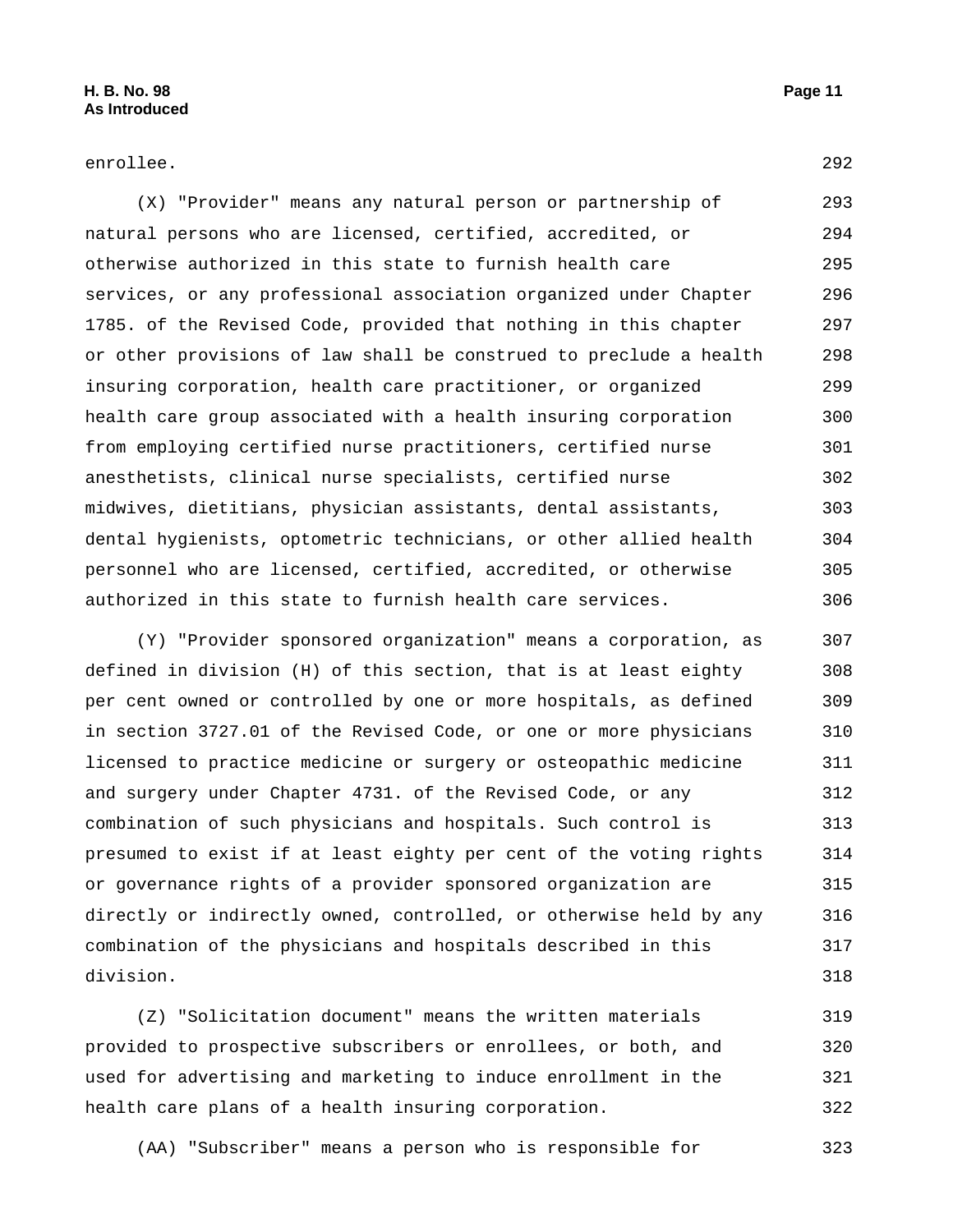enrollee.

(X) "Provider" means any natural person or partnership of natural persons who are licensed, certified, accredited, or otherwise authorized in this state to furnish health care services, or any professional association organized under Chapter 1785. of the Revised Code, provided that nothing in this chapter or other provisions of law shall be construed to preclude a health insuring corporation, health care practitioner, or organized health care group associated with a health insuring corporation from employing certified nurse practitioners, certified nurse anesthetists, clinical nurse specialists, certified nurse midwives, dietitians, physician assistants, dental assistants, dental hygienists, optometric technicians, or other allied health personnel who are licensed, certified, accredited, or otherwise authorized in this state to furnish health care services.

(Y) "Provider sponsored organization" means a corporation, as defined in division (H) of this section, that is at least eighty per cent owned or controlled by one or more hospitals, as defined in section 3727.01 of the Revised Code, or one or more physicians licensed to practice medicine or surgery or osteopathic medicine and surgery under Chapter 4731. of the Revised Code, or any combination of such physicians and hospitals. Such control is presumed to exist if at least eighty per cent of the voting rights or governance rights of a provider sponsored organization are directly or indirectly owned, controlled, or otherwise held by any combination of the physicians and hospitals described in this division.

(Z) "Solicitation document" means the written materials provided to prospective subscribers or enrollees, or both, and used for advertising and marketing to induce enrollment in the health care plans of a health insuring corporation.

(AA) "Subscriber" means a person who is responsible for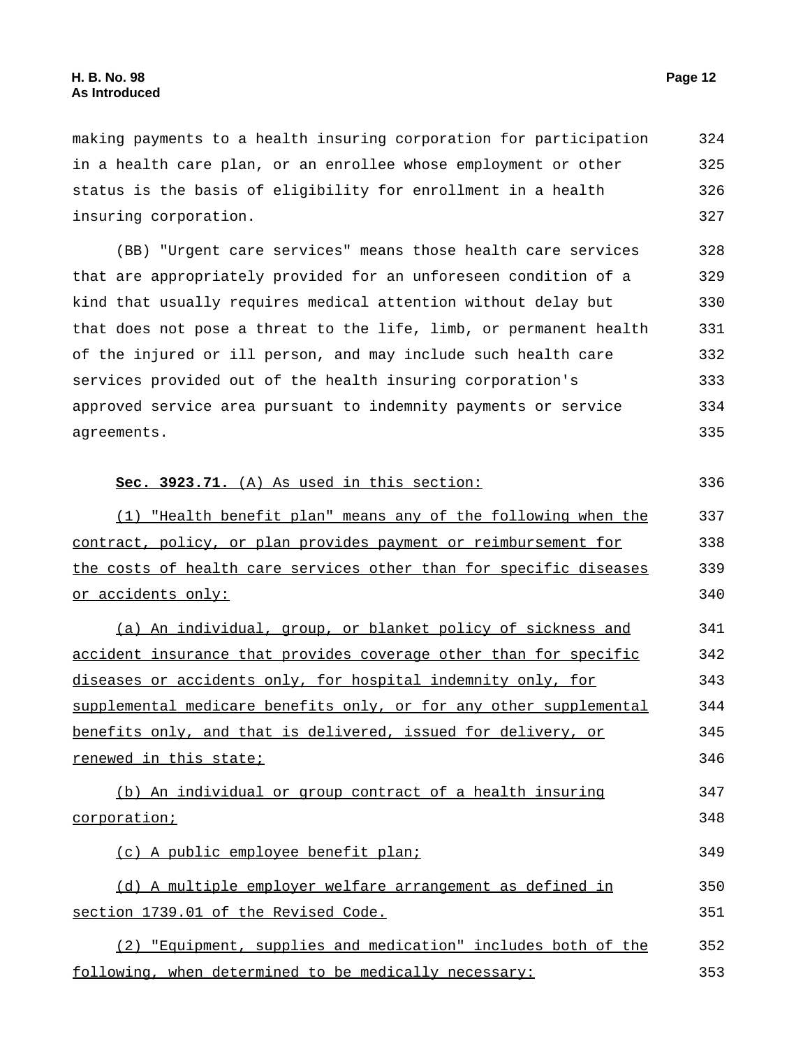making payments to a health insuring corporation for participation in a health care plan, or an enrollee whose employment or other status is the basis of eligibility for enrollment in a health insuring corporation.

(BB) "Urgent care services" means those health care services that are appropriately provided for an unforeseen condition of a kind that usually requires medical attention without delay but that does not pose a threat to the life, limb, or permanent health of the injured or ill person, and may include such health care services provided out of the health insuring corporation's approved service area pursuant to indemnity payments or service agreements.

**Sec. 3923.71.** (A) As used in this section:

(1) "Health benefit plan" means any of the following when the contract, policy, or plan provides payment or reimbursement for the costs of health care services other than for specific diseases or accidents only:

(a) An individual, group, or blanket policy of sickness and accident insurance that provides coverage other than for specific diseases or accidents only, for hospital indemnity only, for supplemental medicare benefits only, or for any other supplemental benefits only, and that is delivered, issued for delivery, or renewed in this state;

(b) An individual or group contract of a health insuring corporation;

(c) A public employee benefit plan;

(d) A multiple employer welfare arrangement as defined in section 1739.01 of the Revised Code.

(2) "Equipment, supplies and medication" includes both of the following, when determined to be medically necessary: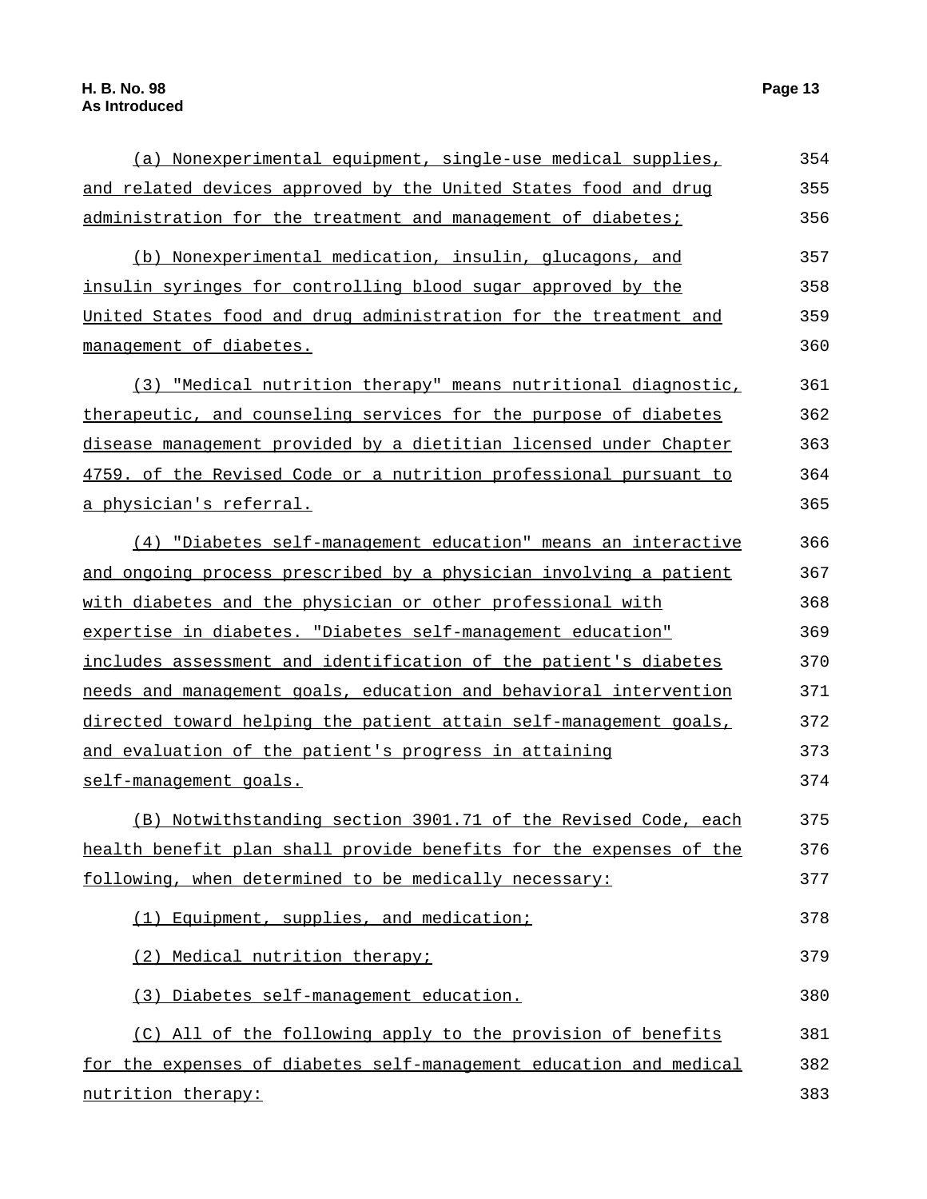(a) Nonexperimental equipment, single-use medical supplies, and related devices approved by the United States food and drug administration for the treatment and management of diabetes;

(b) Nonexperimental medication, insulin, glucagons, and insulin syringes for controlling blood sugar approved by the United States food and drug administration for the treatment and management of diabetes.

(3) "Medical nutrition therapy" means nutritional diagnostic, therapeutic, and counseling services for the purpose of diabetes disease management provided by a dietitian licensed under Chapter 4759. of the Revised Code or a nutrition professional pursuant to a physician's referral.

(4) "Diabetes self-management education" means an interactive and ongoing process prescribed by a physician involving a patient with diabetes and the physician or other professional with expertise in diabetes. "Diabetes self-management education" includes assessment and identification of the patient's diabetes needs and management goals, education and behavioral intervention directed toward helping the patient attain self-management goals, and evaluation of the patient's progress in attaining self-management goals.

(B) Notwithstanding section 3901.71 of the Revised Code, each health benefit plan shall provide benefits for the expenses of the following, when determined to be medically necessary:

(1) Equipment, supplies, and medication;

(2) Medical nutrition therapy;

(3) Diabetes self-management education.

(C) All of the following apply to the provision of benefits for the expenses of diabetes self-management education and medical nutrition therapy: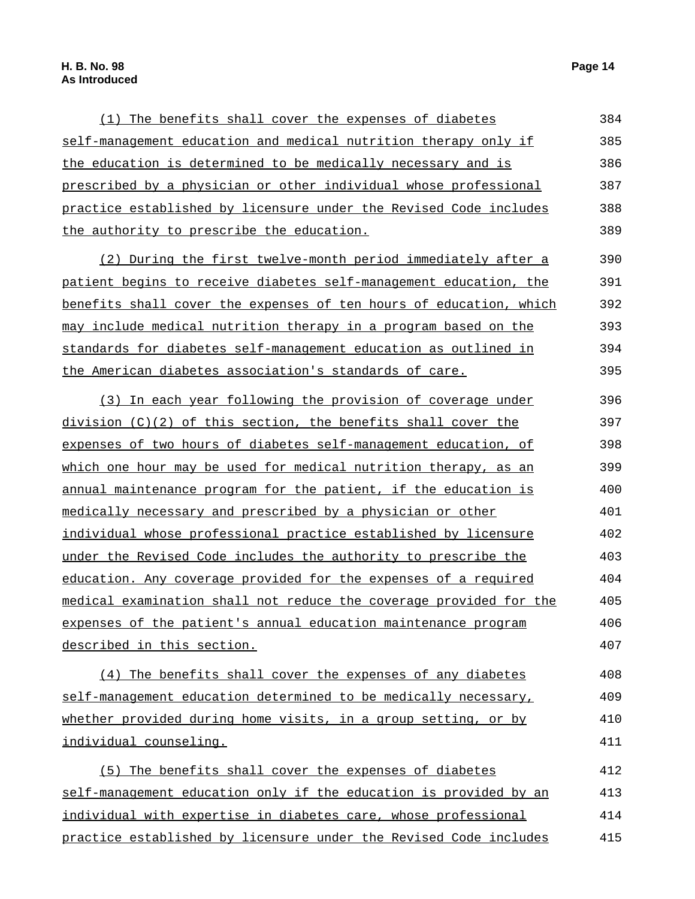(1) The benefits shall cover the expenses of diabetes self-management education and medical nutrition therapy only if the education is determined to be medically necessary and is prescribed by a physician or other individual whose professional practice established by licensure under the Revised Code includes the authority to prescribe the education.

(2) During the first twelve-month period immediately after a patient begins to receive diabetes self-management education, the benefits shall cover the expenses of ten hours of education, which may include medical nutrition therapy in a program based on the standards for diabetes self-management education as outlined in the American diabetes association's standards of care.

(3) In each year following the provision of coverage under division (C)(2) of this section, the benefits shall cover the expenses of two hours of diabetes self-management education, of which one hour may be used for medical nutrition therapy, as an annual maintenance program for the patient, if the education is medically necessary and prescribed by a physician or other individual whose professional practice established by licensure under the Revised Code includes the authority to prescribe the education. Any coverage provided for the expenses of a required medical examination shall not reduce the coverage provided for the expenses of the patient's annual education maintenance program described in this section.

(4) The benefits shall cover the expenses of any diabetes self-management education determined to be medically necessary, whether provided during home visits, in a group setting, or by individual counseling.

(5) The benefits shall cover the expenses of diabetes self-management education only if the education is provided by an individual with expertise in diabetes care, whose professional practice established by licensure under the Revised Code includes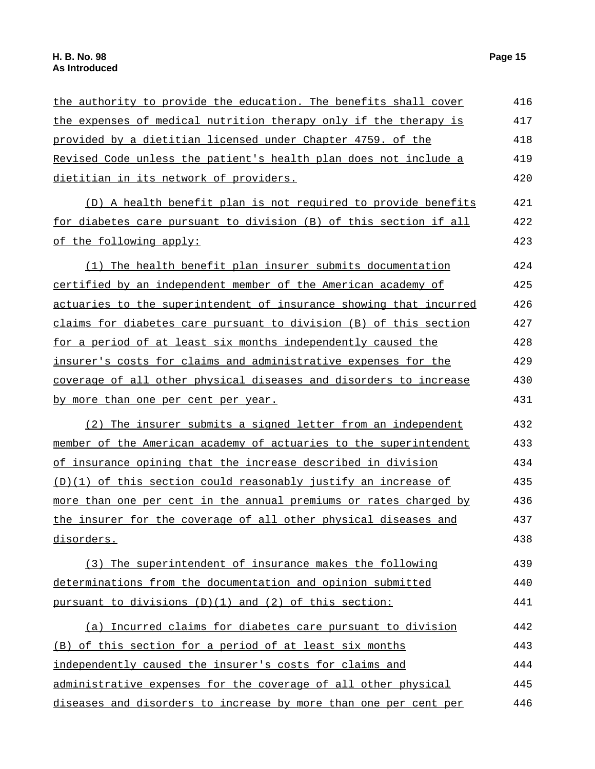the authority to provide the education. The benefits shall cover the expenses of medical nutrition therapy only if the therapy is provided by a dietitian licensed under Chapter 4759. of the Revised Code unless the patient's health plan does not include a dietitian in its network of providers.

(D) A health benefit plan is not required to provide benefits for diabetes care pursuant to division (B) of this section if all of the following apply:

(1) The health benefit plan insurer submits documentation certified by an independent member of the American academy of actuaries to the superintendent of insurance showing that incurred claims for diabetes care pursuant to division (B) of this section for a period of at least six months independently caused the insurer's costs for claims and administrative expenses for the coverage of all other physical diseases and disorders to increase by more than one per cent per year.

(2) The insurer submits a signed letter from an independent member of the American academy of actuaries to the superintendent of insurance opining that the increase described in division (D)(1) of this section could reasonably justify an increase of more than one per cent in the annual premiums or rates charged by the insurer for the coverage of all other physical diseases and disorders.

(3) The superintendent of insurance makes the following determinations from the documentation and opinion submitted pursuant to divisions (D)(1) and (2) of this section:

(a) Incurred claims for diabetes care pursuant to division (B) of this section for a period of at least six months independently caused the insurer's costs for claims and administrative expenses for the coverage of all other physical diseases and disorders to increase by more than one per cent per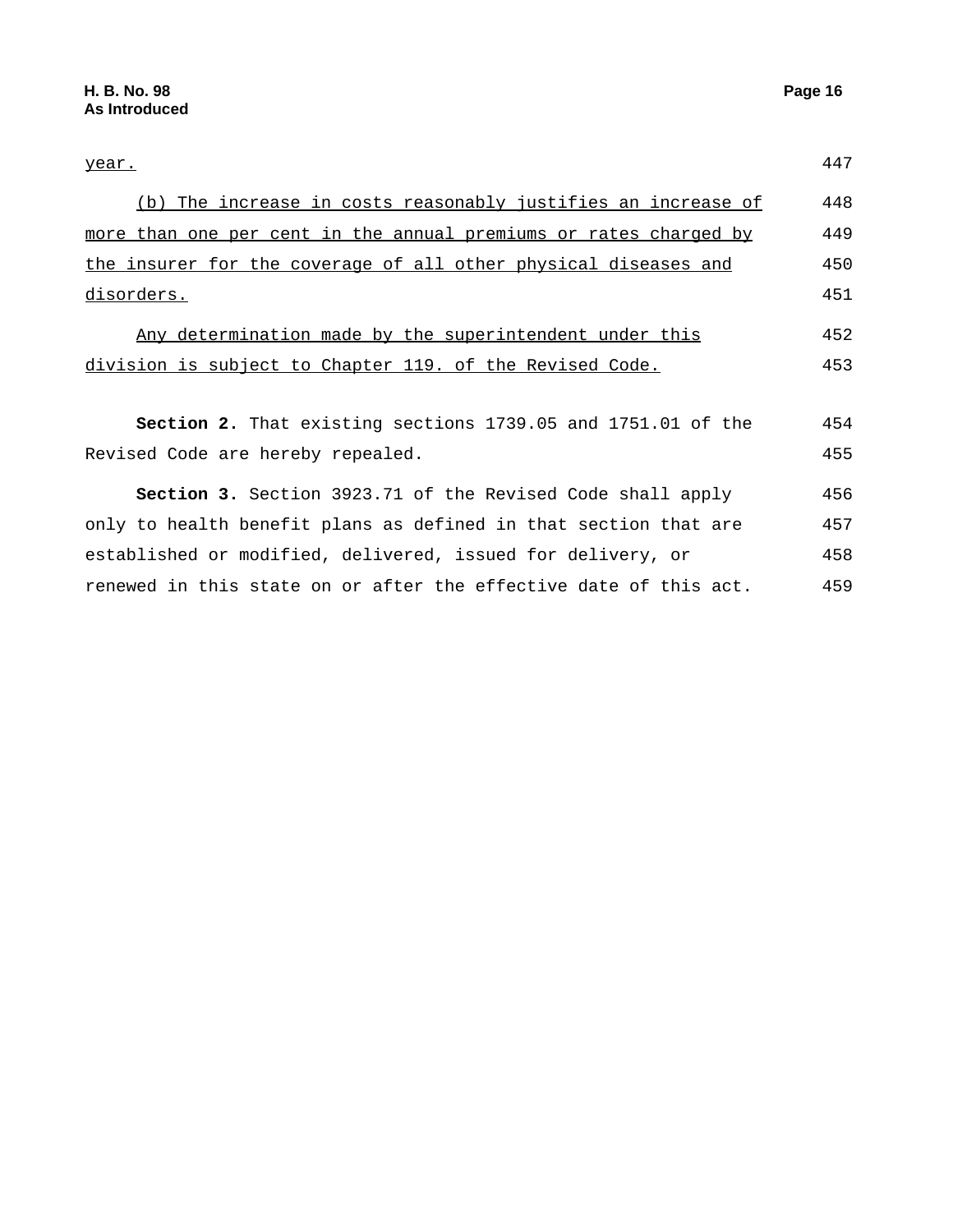year.

(b) The increase in costs reasonably justifies an increase of more than one per cent in the annual premiums or rates charged by the insurer for the coverage of all other physical diseases and disorders.

Any determination made by the superintendent under this division is subject to Chapter 119. of the Revised Code.

**Section 2.** That existing sections 1739.05 and 1751.01 of the Revised Code are hereby repealed.

**Section 3.** Section 3923.71 of the Revised Code shall apply only to health benefit plans as defined in that section that are established or modified, delivered, issued for delivery, or renewed in this state on or after the effective date of this act.